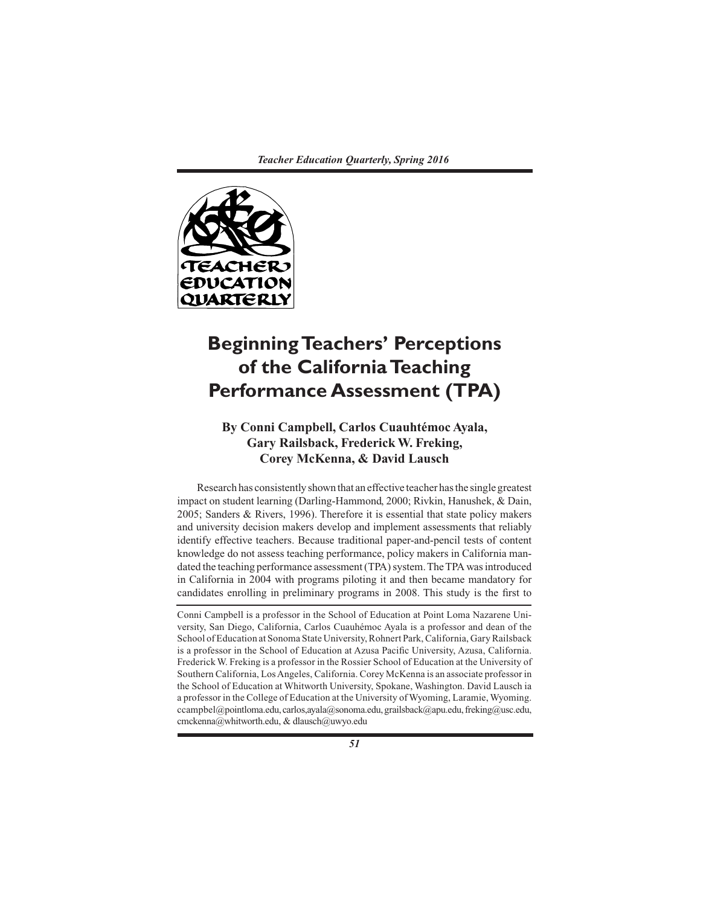# Beginning Teachers' Perceptions of the California Teaching Performance Assessment (TPA)

**By Conni Campbell, Carlos Cuauhtémoc Ayala, Gary Railsback, Frederick W. Freking, Corey McKenna, & David Lausch**

Research has consistently shown that an effective teacher has the single greatest impact on student learning (Darling-Hammond, 2000; Rivkin, Hanushek, & Dain, 2005; Sanders & Rivers, 1996). Therefore it is essential that state policy makers and university decision makers develop and implement assessments that reliably identify effective teachers. Because traditional paper-and-pencil tests of content knowledge do not assess teaching performance, policy makers in California mandated the teaching performance assessment (TPA) system. The TPA was introduced in California in 2004 with programs piloting it and then became mandatory for candidates enrolling in preliminary programs in 2008. This study is the first to

---

Conni Campbell is a professor in the School of Education at Point Loma Nazarene University, San Diego, California, Carlos Cuauhémoc Ayala is a professor and dean of the School of Education at Sonoma State University, Rohnert Park, California, Gary Railsback is a professor in the School of Education at Azusa Pacific University, Azusa, California. Frederick W. Freking is a professor in the Rossier School of Education at the University of Southern California, Los Angeles, California. Corey McKenna is an associate professor in the School of Education at Whitworth University, Spokane, Washington. David Lausch ia a professor in the College of Education at the University of Wyoming, Laramie, Wyoming. ccampbel@pointloma.edu, carlos,ayala@sonoma.edu, grailsback@apu.edu, freking@usc.edu, cmckenna@whitworth.edu, & dlausch@uwyo.edu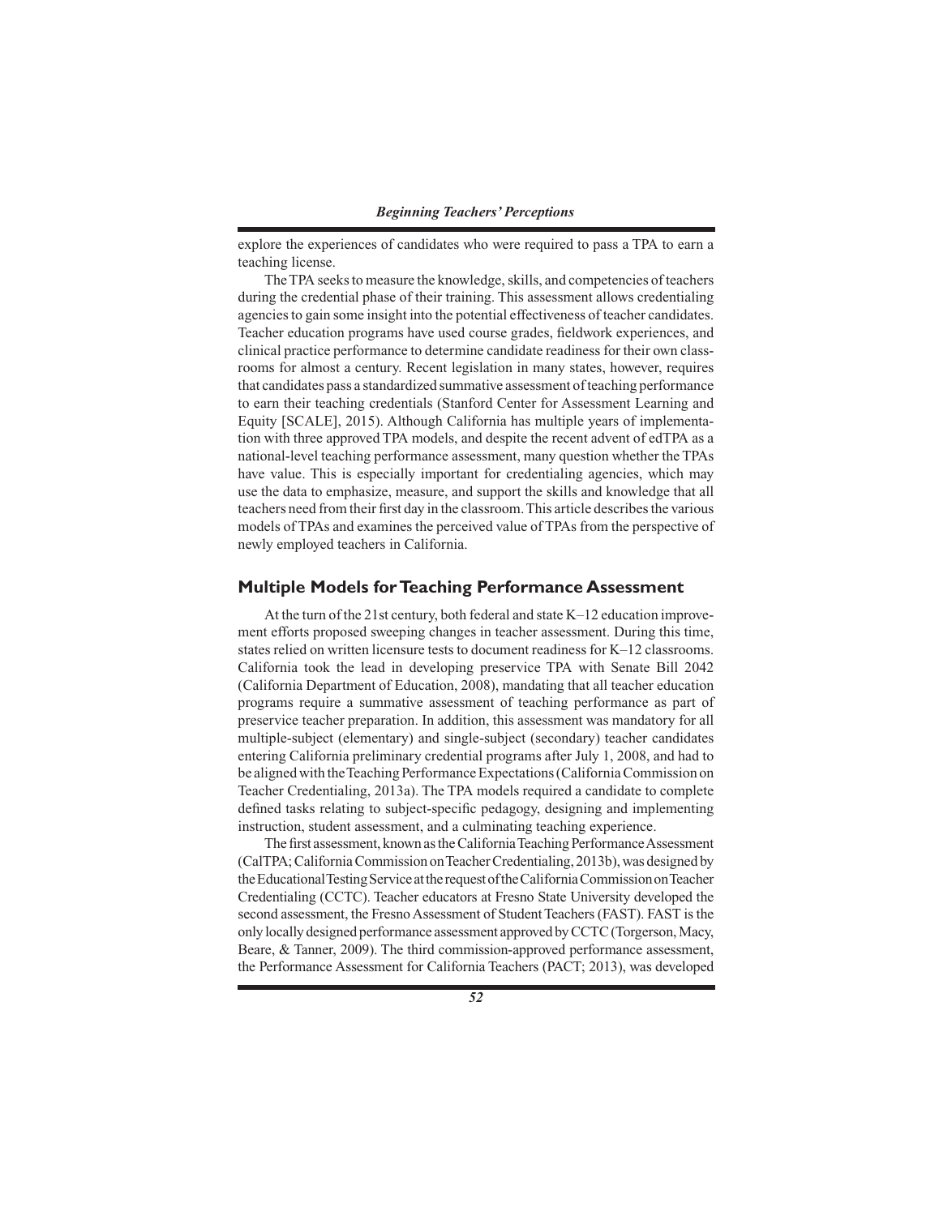explore the experiences of candidates who were required to pass a TPA to earn a teaching license.

The TPA seeks to measure the knowledge, skills, and competencies of teachers during the credential phase of their training. This assessment allows credentialing agencies to gain some insight into the potential effectiveness of teacher candidates. Teacher education programs have used course grades, fieldwork experiences, and clinical practice performance to determine candidate readiness for their own classrooms for almost a century. Recent legislation in many states, however, requires that candidates pass a standardized summative assessment of teaching performance to earn their teaching credentials (Stanford Center for Assessment Learning and Equity [SCALE], 2015). Although California has multiple years of implementation with three approved TPA models, and despite the recent advent of edTPA as a national-level teaching performance assessment, many question whether the TPAs have value. This is especially important for credentialing agencies, which may use the data to emphasize, measure, and support the skills and knowledge that all teachers need from their first day in the classroom. This article describes the various models of TPAs and examines the perceived value of TPAs from the perspective of newly employed teachers in California.

## Multiple Models for Teaching Performance Assessment

At the turn of the 21st century, both federal and state K–12 education improvement efforts proposed sweeping changes in teacher assessment. During this time, states relied on written licensure tests to document readiness for K–12 classrooms. California took the lead in developing preservice TPA with Senate Bill 2042 (California Department of Education, 2008), mandating that all teacher education programs require a summative assessment of teaching performance as part of preservice teacher preparation. In addition, this assessment was mandatory for all multiple-subject (elementary) and single-subject (secondary) teacher candidates entering California preliminary credential programs after July 1, 2008, and had to be aligned with the Teaching Performance Expectations (California Commission on Teacher Credentialing, 2013a). The TPA models required a candidate to complete defined tasks relating to subject-specific pedagogy, designing and implementing instruction, student assessment, and a culminating teaching experience.

The first assessment, known as the California Teaching Performance Assessment (CalTPA; California Commission on Teacher Credentialing, 2013b), was designed by the Educational Testing Service at the request of the California Commission on Teacher Credentialing (CCTC). Teacher educators at Fresno State University developed the second assessment, the Fresno Assessment of Student Teachers (FAST). FAST is the only locally designed performance assessment approved by CCTC (Torgerson, Macy, Beare, & Tanner, 2009). The third commission-approved performance assessment, the Performance Assessment for California Teachers (PACT; 2013), was developed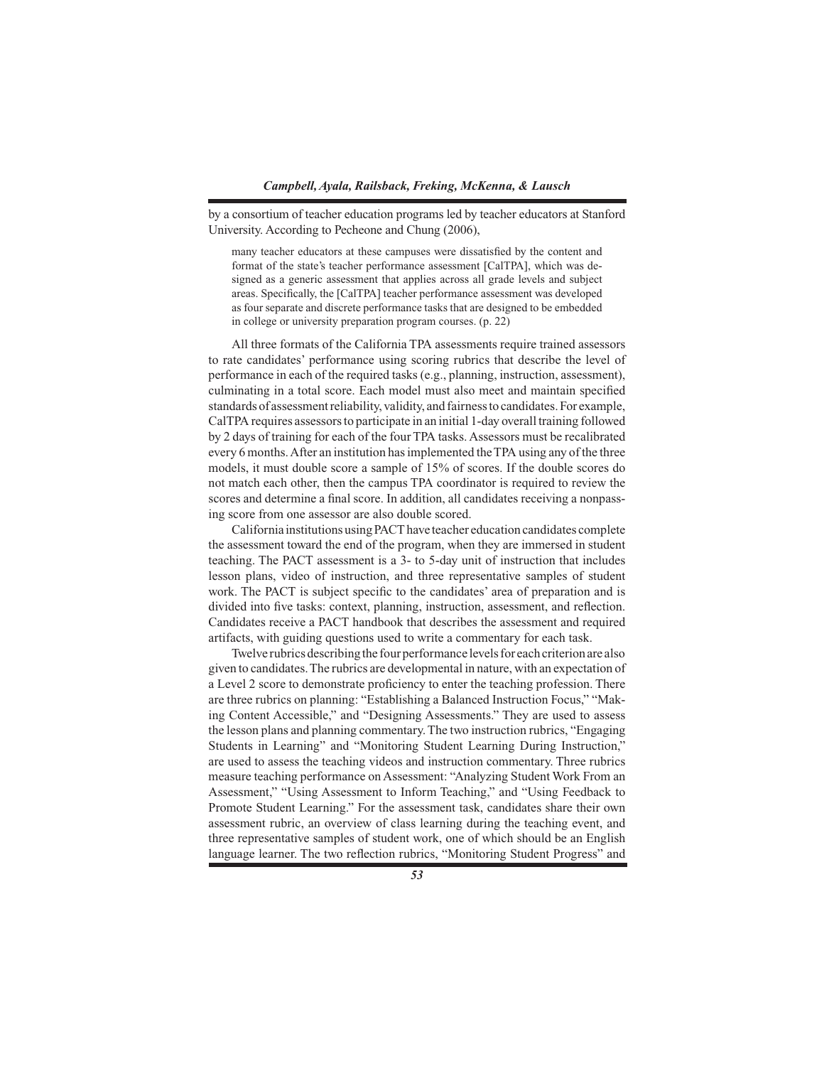by a consortium of teacher education programs led by teacher educators at Stanford University. According to Pecheone and Chung (2006),

> many teacher educators at these campuses were dissatisfied by the content and format of the state's teacher performance assessment [CalTPA], which was designed as a generic assessment that applies across all grade levels and subject areas. Specifically, the [CalTPA] teacher performance assessment was developed as four separate and discrete performance tasks that are designed to be embedded in college or university preparation program courses. (p. 22)

All three formats of the California TPA assessments require trained assessors to rate candidates' performance using scoring rubrics that describe the level of performance in each of the required tasks (e.g., planning, instruction, assessment), culminating in a total score. Each model must also meet and maintain specified standards of assessment reliability, validity, and fairness to candidates. For example, CalTPA requires assessors to participate in an initial 1-day overall training followed by 2 days of training for each of the four TPA tasks. Assessors must be recalibrated every 6 months. After an institution has implemented the TPA using any of the three models, it must double score a sample of 15% of scores. If the double scores do not match each other, then the campus TPA coordinator is required to review the scores and determine a final score. In addition, all candidates receiving a nonpassing score from one assessor are also double scored.

California institutions using PACT have teacher education candidates complete the assessment toward the end of the program, when they are immersed in student teaching. The PACT assessment is a 3- to 5-day unit of instruction that includes lesson plans, video of instruction, and three representative samples of student work. The PACT is subject specific to the candidates' area of preparation and is divided into five tasks: context, planning, instruction, assessment, and reflection. Candidates receive a PACT handbook that describes the assessment and required artifacts, with guiding questions used to write a commentary for each task.

Twelve rubrics describing the four performance levels for each criterion are also given to candidates. The rubrics are developmental in nature, with an expectation of a Level 2 score to demonstrate proficiency to enter the teaching profession. There are three rubrics on planning: "Establishing a Balanced Instruction Focus," "Making Content Accessible," and "Designing Assessments." They are used to assess the lesson plans and planning commentary. The two instruction rubrics, "Engaging Students in Learning" and "Monitoring Student Learning During Instruction," are used to assess the teaching videos and instruction commentary. Three rubrics measure teaching performance on Assessment: "Analyzing Student Work From an Assessment," "Using Assessment to Inform Teaching," and "Using Feedback to Promote Student Learning." For the assessment task, candidates share their own assessment rubric, an overview of class learning during the teaching event, and three representative samples of student work, one of which should be an English language learner. The two reflection rubrics, "Monitoring Student Progress" and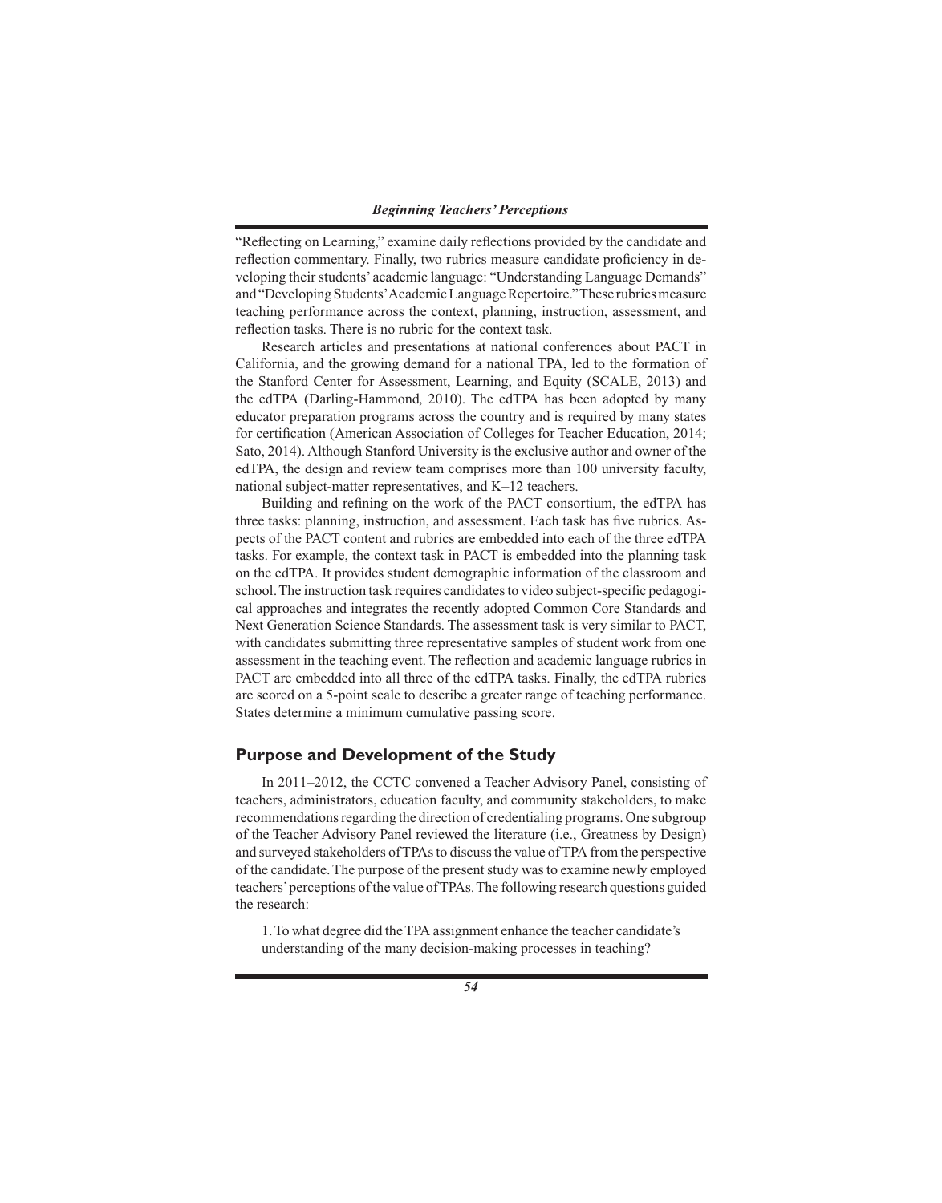"Reflecting on Learning," examine daily reflections provided by the candidate and reflection commentary. Finally, two rubrics measure candidate proficiency in developing their students' academic language: "Understanding Language Demands" and "Developing Students' Academic Language Repertoire." These rubrics measure teaching performance across the context, planning, instruction, assessment, and reflection tasks. There is no rubric for the context task.

Research articles and presentations at national conferences about PACT in California, and the growing demand for a national TPA, led to the formation of the Stanford Center for Assessment, Learning, and Equity (SCALE, 2013) and the edTPA (Darling-Hammond, 2010). The edTPA has been adopted by many educator preparation programs across the country and is required by many states for certification (American Association of Colleges for Teacher Education, 2014; Sato, 2014). Although Stanford University is the exclusive author and owner of the edTPA, the design and review team comprises more than 100 university faculty, national subject-matter representatives, and K–12 teachers.

Building and refining on the work of the PACT consortium, the edTPA has three tasks: planning, instruction, and assessment. Each task has five rubrics. Aspects of the PACT content and rubrics are embedded into each of the three edTPA tasks. For example, the context task in PACT is embedded into the planning task on the edTPA. It provides student demographic information of the classroom and school. The instruction task requires candidates to video subject-specific pedagogical approaches and integrates the recently adopted Common Core Standards and Next Generation Science Standards. The assessment task is very similar to PACT, with candidates submitting three representative samples of student work from one assessment in the teaching event. The reflection and academic language rubrics in PACT are embedded into all three of the edTPA tasks. Finally, the edTPA rubrics are scored on a 5-point scale to describe a greater range of teaching performance. States determine a minimum cumulative passing score.

## Purpose and Development of the Study

In 2011–2012, the CCTC convened a Teacher Advisory Panel, consisting of teachers, administrators, education faculty, and community stakeholders, to make recommendations regarding the direction of credentialing programs. One subgroup of the Teacher Advisory Panel reviewed the literature (i.e., Greatness by Design) and surveyed stakeholders of TPAs to discuss the value of TPA from the perspective of the candidate. The purpose of the present study was to examine newly employed teachers' perceptions of the value of TPAs. The following research questions guided the research:

1. To what degree did the TPA assignment enhance the teacher candidate's understanding of the many decision-making processes in teaching?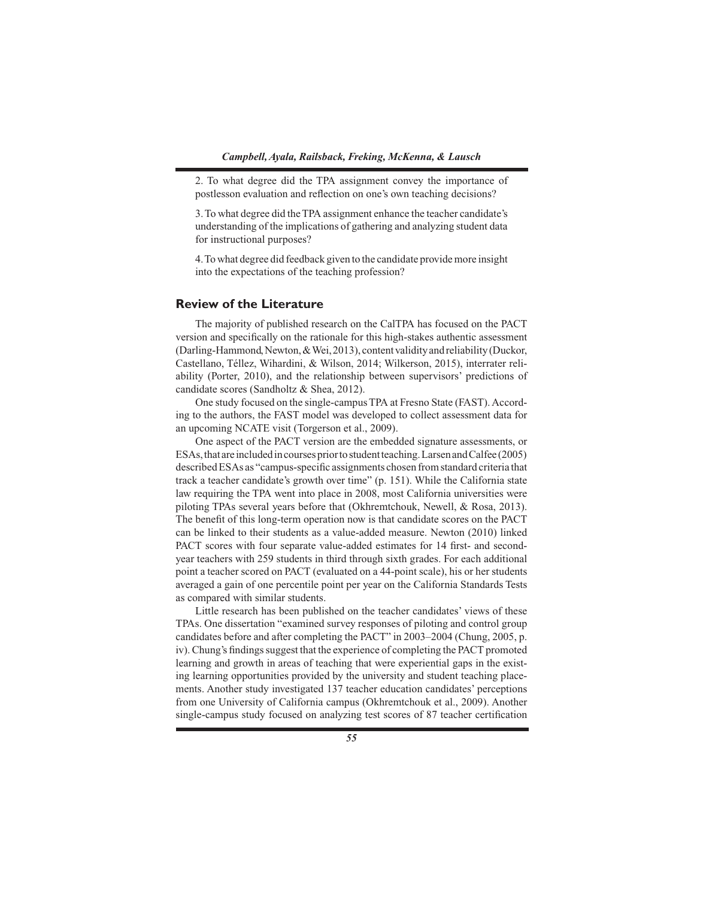2. To what degree did the TPA assignment convey the importance of postlesson evaluation and reflection on one's own teaching decisions?

3. To what degree did the TPA assignment enhance the teacher candidate's understanding of the implications of gathering and analyzing student data for instructional purposes?

4. To what degree did feedback given to the candidate provide more insight into the expectations of the teaching profession?

## Review of the Literature

The majority of published research on the CalTPA has focused on the PACT version and specifically on the rationale for this high-stakes authentic assessment (Darling-Hammond, Newton, & Wei, 2013), content validity and reliability (Duckor, Castellano, Téllez, Wihardini, & Wilson, 2014; Wilkerson, 2015), interrater reliability (Porter, 2010), and the relationship between supervisors' predictions of candidate scores (Sandholtz & Shea, 2012).

One study focused on the single-campus TPA at Fresno State (FAST). According to the authors, the FAST model was developed to collect assessment data for an upcoming NCATE visit (Torgerson et al., 2009).

One aspect of the PACT version are the embedded signature assessments, or ESAs, that are included in courses prior to student teaching. Larsen and Calfee (2005) described ESAs as "campus-specific assignments chosen from standard criteria that track a teacher candidate's growth over time" (p. 151). While the California state law requiring the TPA went into place in 2008, most California universities were piloting TPAs several years before that (Okhremtchouk, Newell, & Rosa, 2013). The benefit of this long-term operation now is that candidate scores on the PACT can be linked to their students as a value-added measure. Newton (2010) linked PACT scores with four separate value-added estimates for 14 first- and second-year teachers with 259 students in third through sixth grades. For each additional point a teacher scored on PACT (evaluated on a 44-point scale), his or her students averaged a gain of one percentile point per year on the California Standards Tests as compared with similar students.

Little research has been published on the teacher candidates' views of these TPAs. One dissertation "examined survey responses of piloting and control group candidates before and after completing the PACT" in 2003–2004 (Chung, 2005, p. iv). Chung's findings suggest that the experience of completing the PACT promoted learning and growth in areas of teaching that were experiential gaps in the existing learning opportunities provided by the university and student teaching placements. Another study investigated 137 teacher education candidates' perceptions from one University of California campus (Okhremtchouk et al., 2009). Another single-campus study focused on analyzing test scores of 87 teacher certification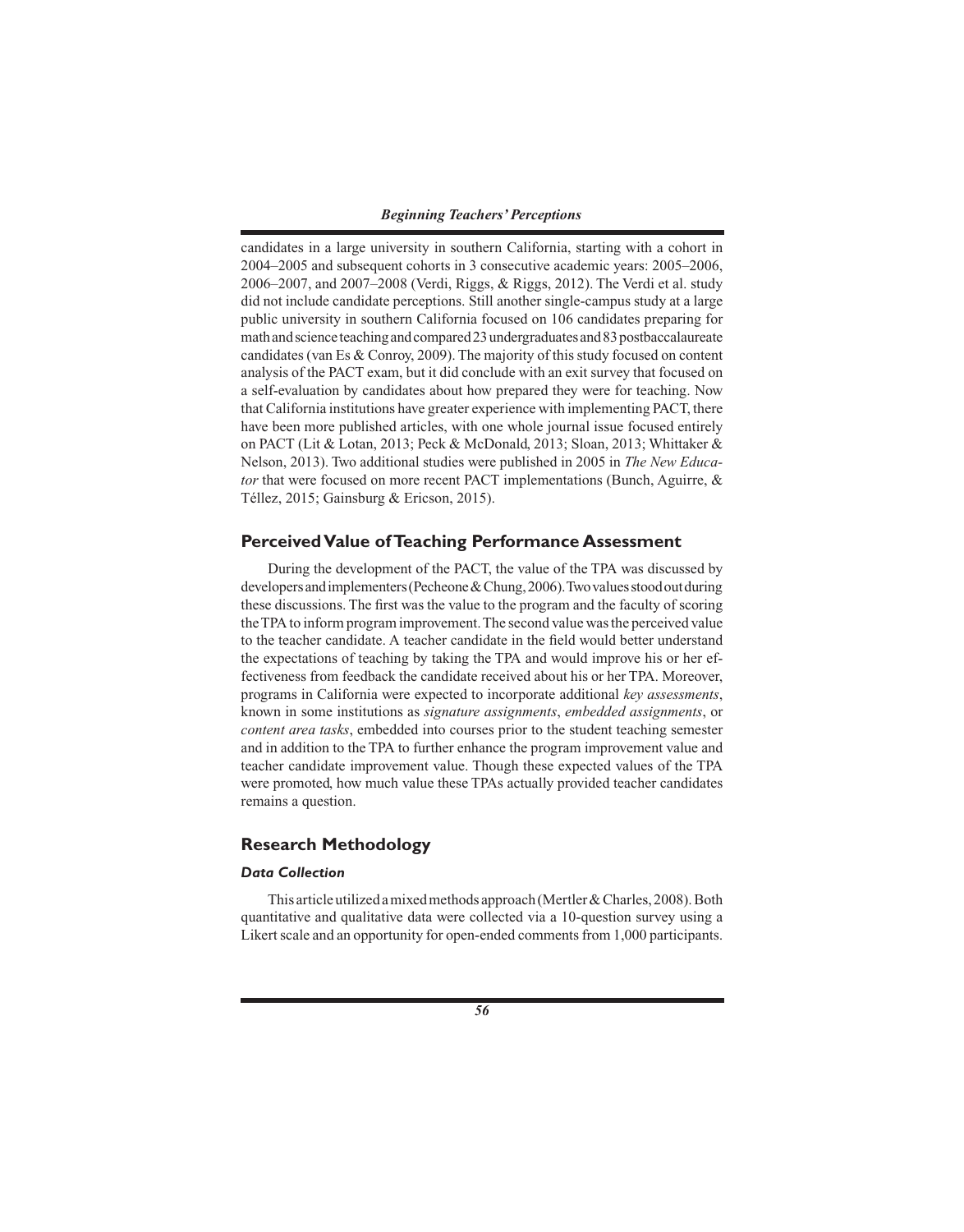candidates in a large university in southern California, starting with a cohort in 2004–2005 and subsequent cohorts in 3 consecutive academic years: 2005–2006, 2006–2007, and 2007–2008 (Verdi, Riggs, & Riggs, 2012). The Verdi et al. study did not include candidate perceptions. Still another single-campus study at a large public university in southern California focused on 106 candidates preparing for math and science teaching and compared 23 undergraduates and 83 postbaccalaureate candidates (van Es & Conroy, 2009). The majority of this study focused on content analysis of the PACT exam, but it did conclude with an exit survey that focused on a self-evaluation by candidates about how prepared they were for teaching. Now that California institutions have greater experience with implementing PACT, there have been more published articles, with one whole journal issue focused entirely on PACT (Lit & Lotan, 2013; Peck & McDonald, 2013; Sloan, 2013; Whittaker & Nelson, 2013). Two additional studies were published in 2005 in *The New Educator* that were focused on more recent PACT implementations (Bunch, Aguirre, & Téllez, 2015; Gainsburg & Ericson, 2015).

## Perceived Value of Teaching Performance Assessment

During the development of the PACT, the value of the TPA was discussed by developers and implementers (Pecheone & Chung, 2006). Two values stood out during these discussions. The first was the value to the program and the faculty of scoring the TPA to inform program improvement. The second value was the perceived value to the teacher candidate. A teacher candidate in the field would better understand the expectations of teaching by taking the TPA and would improve his or her effectiveness from feedback the candidate received about his or her TPA. Moreover, programs in California were expected to incorporate additional *key assessments*, known in some institutions as *signature assignments*, *embedded assignments*, or *content area tasks*, embedded into courses prior to the student teaching semester and in addition to the TPA to further enhance the program improvement value and teacher candidate improvement value. Though these expected values of the TPA were promoted, how much value these TPAs actually provided teacher candidates remains a question.

## Research Methodology

### *Data Collection*

This article utilized a mixed methods approach (Mertler & Charles, 2008). Both quantitative and qualitative data were collected via a 10-question survey using a Likert scale and an opportunity for open-ended comments from 1,000 participants.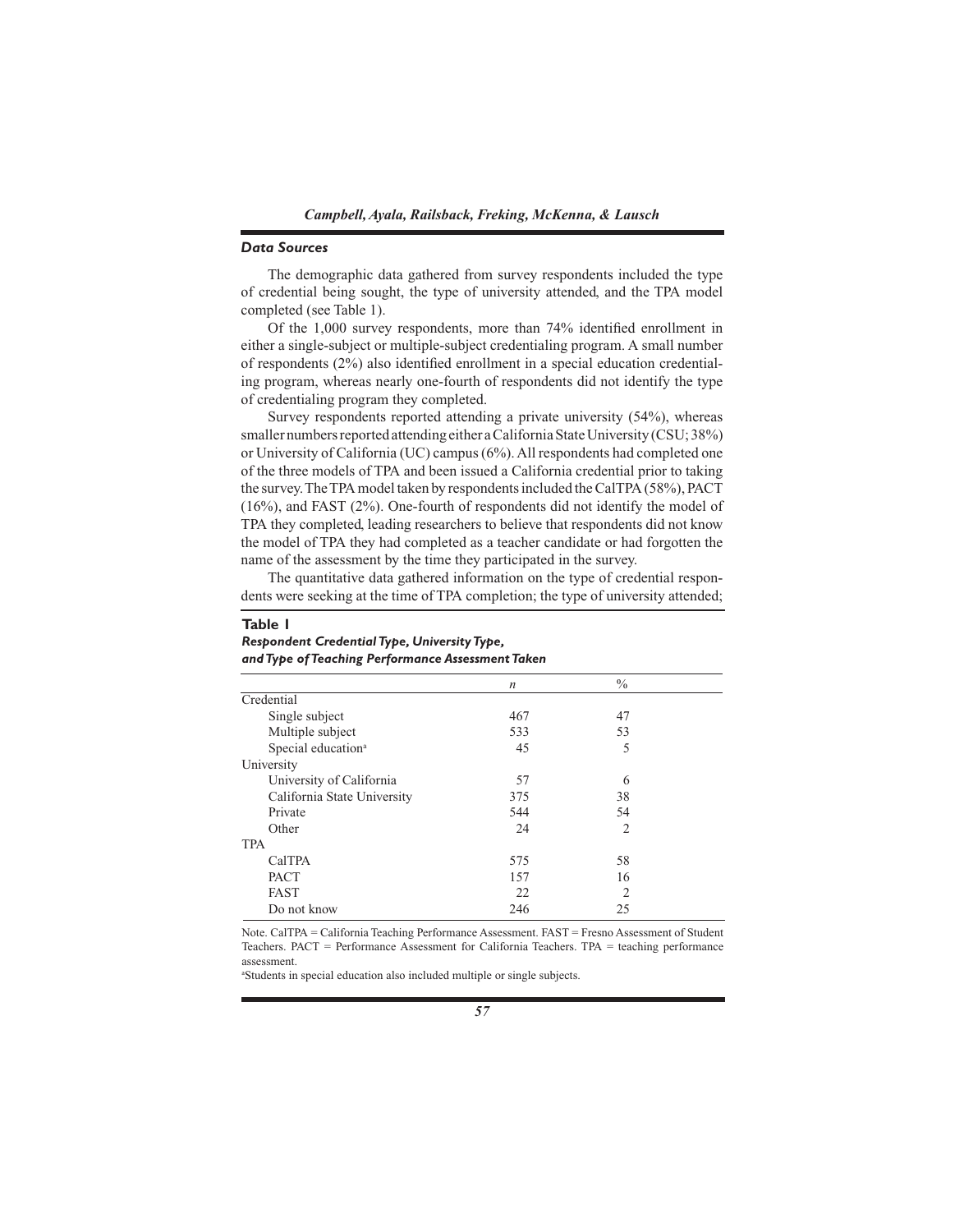### *Data Sources*

The demographic data gathered from survey respondents included the type of credential being sought, the type of university attended, and the TPA model completed (see Table 1).

Of the 1,000 survey respondents, more than 74% identified enrollment in either a single-subject or multiple-subject credentialing program. A small number of respondents (2%) also identified enrollment in a special education credentialing program, whereas nearly one-fourth of respondents did not identify the type of credentialing program they completed.

Survey respondents reported attending a private university (54%), whereas smaller numbers reported attending either a California State University (CSU; 38%) or University of California (UC) campus (6%). All respondents had completed one of the three models of TPA and been issued a California credential prior to taking the survey. The TPA model taken by respondents included the CalTPA (58%), PACT (16%), and FAST (2%). One-fourth of respondents did not identify the model of TPA they completed, leading researchers to believe that respondents did not know the model of TPA they had completed as a teacher candidate or had forgotten the name of the assessment by the time they participated in the survey.

The quantitative data gathered information on the type of credential respondents were seeking at the time of TPA completion; the type of university attended;

**Table 1**
***Respondent Credential Type, University Type, and Type of Teaching Performance Assessment Taken***

| | *n* | % |
|---|---|---|
| Credential | | |
| Single subject | 467 | 47 |
| Multiple subject | 533 | 53 |
| Special education[a] | 45 | 5 |
| University | | |
| University of California | 57 | 6 |
| California State University | 375 | 38 |
| Private | 544 | 54 |
| Other | 24 | 2 |
| TPA | | |
| CalTPA | 575 | 58 |
| PACT | 157 | 16 |
| FAST | 22 | 2 |
| Do not know | 246 | 25 |

Note. CalTPA = California Teaching Performance Assessment. FAST = Fresno Assessment of Student Teachers. PACT = Performance Assessment for California Teachers. TPA = teaching performance assessment.

[a]Students in special education also included multiple or single subjects.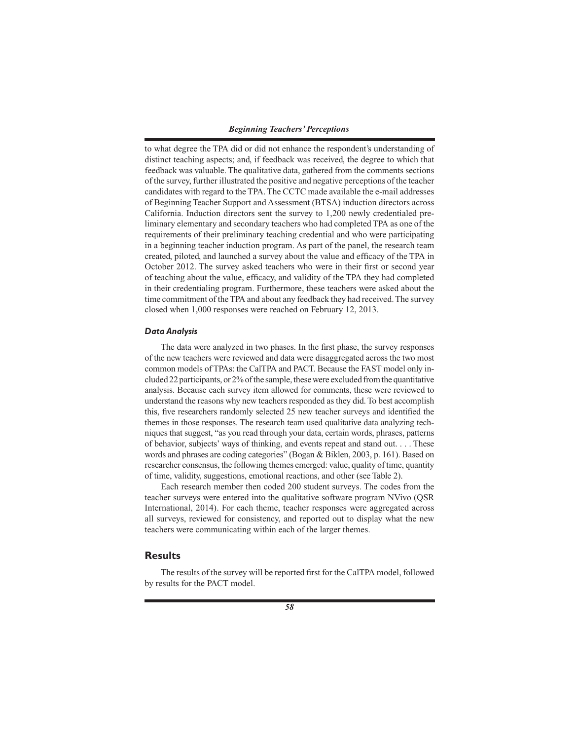to what degree the TPA did or did not enhance the respondent's understanding of distinct teaching aspects; and, if feedback was received, the degree to which that feedback was valuable. The qualitative data, gathered from the comments sections of the survey, further illustrated the positive and negative perceptions of the teacher candidates with regard to the TPA. The CCTC made available the e-mail addresses of Beginning Teacher Support and Assessment (BTSA) induction directors across California. Induction directors sent the survey to 1,200 newly credentialed preliminary elementary and secondary teachers who had completed TPA as one of the requirements of their preliminary teaching credential and who were participating in a beginning teacher induction program. As part of the panel, the research team created, piloted, and launched a survey about the value and efficacy of the TPA in October 2012. The survey asked teachers who were in their first or second year of teaching about the value, efficacy, and validity of the TPA they had completed in their credentialing program. Furthermore, these teachers were asked about the time commitment of the TPA and about any feedback they had received. The survey closed when 1,000 responses were reached on February 12, 2013.

### *Data Analysis*

The data were analyzed in two phases. In the first phase, the survey responses of the new teachers were reviewed and data were disaggregated across the two most common models of TPAs: the CalTPA and PACT. Because the FAST model only included 22 participants, or 2% of the sample, these were excluded from the quantitative analysis. Because each survey item allowed for comments, these were reviewed to understand the reasons why new teachers responded as they did. To best accomplish this, five researchers randomly selected 25 new teacher surveys and identified the themes in those responses. The research team used qualitative data analyzing techniques that suggest, "as you read through your data, certain words, phrases, patterns of behavior, subjects' ways of thinking, and events repeat and stand out. . . . These words and phrases are coding categories" (Bogan & Biklen, 2003, p. 161). Based on researcher consensus, the following themes emerged: value, quality of time, quantity of time, validity, suggestions, emotional reactions, and other (see Table 2).

Each research member then coded 200 student surveys. The codes from the teacher surveys were entered into the qualitative software program NVivo (QSR International, 2014). For each theme, teacher responses were aggregated across all surveys, reviewed for consistency, and reported out to display what the new teachers were communicating within each of the larger themes.

## Results

The results of the survey will be reported first for the CalTPA model, followed by results for the PACT model.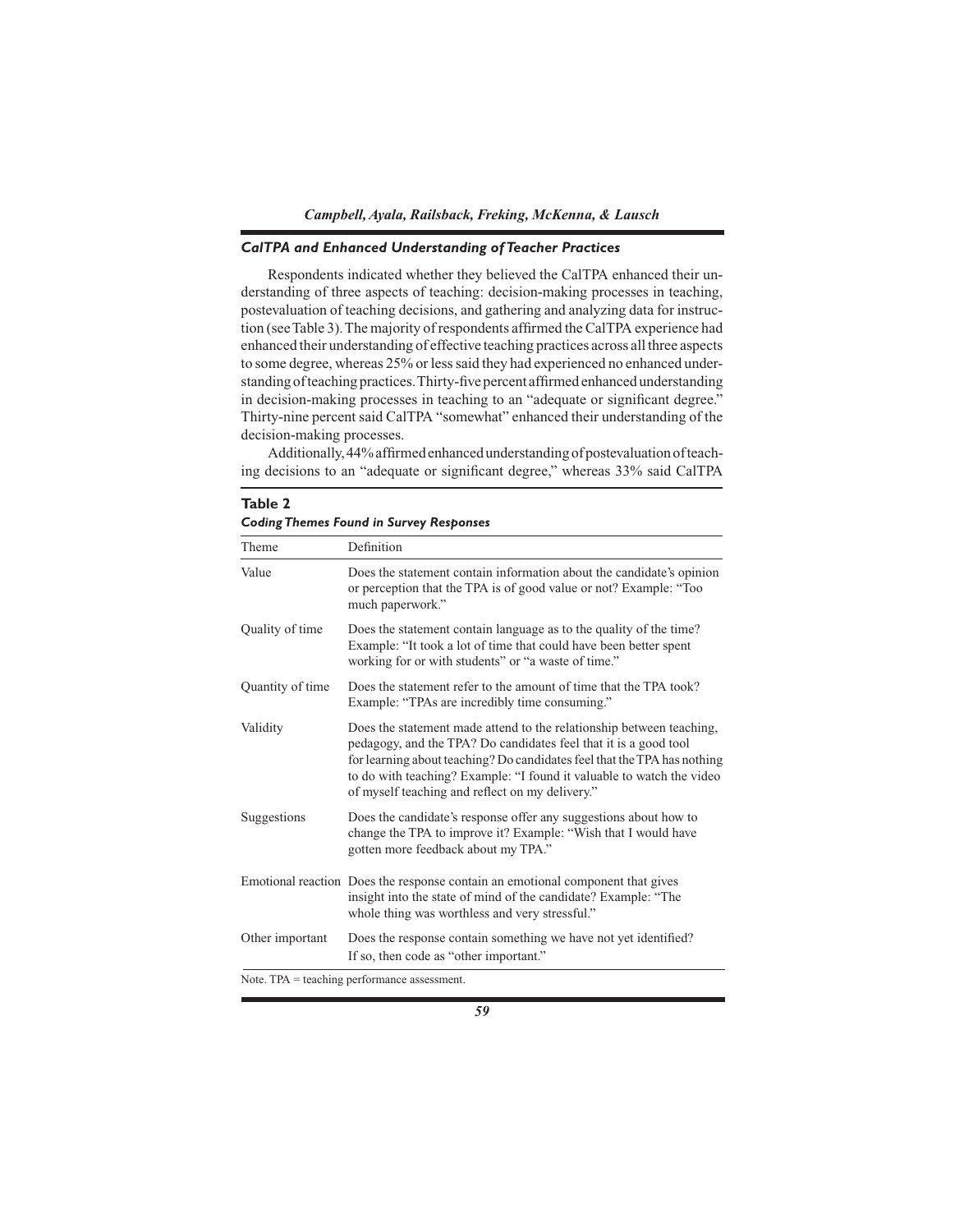### *CalTPA and Enhanced Understanding of Teacher Practices*

Respondents indicated whether they believed the CalTPA enhanced their understanding of three aspects of teaching: decision-making processes in teaching, postevaluation of teaching decisions, and gathering and analyzing data for instruction (see Table 3). The majority of respondents affirmed the CalTPA experience had enhanced their understanding of effective teaching practices across all three aspects to some degree, whereas 25% or less said they had experienced no enhanced understanding of teaching practices. Thirty-five percent affirmed enhanced understanding in decision-making processes in teaching to an "adequate or significant degree." Thirty-nine percent said CalTPA "somewhat" enhanced their understanding of the decision-making processes.

Additionally, 44% affirmed enhanced understanding of postevaluation of teaching decisions to an "adequate or significant degree," whereas 33% said CalTPA

**Table 2**
***Coding Themes Found in Survey Responses***

| Theme | Definition |
|---|---|
| Value | Does the statement contain information about the candidate's opinion or perception that the TPA is of good value or not? Example: "Too much paperwork." |
| Quality of time | Does the statement contain language as to the quality of the time? Example: "It took a lot of time that could have been better spent working for or with students" or "a waste of time." |
| Quantity of time | Does the statement refer to the amount of time that the TPA took? Example: "TPAs are incredibly time consuming." |
| Validity | Does the statement made attend to the relationship between teaching, pedagogy, and the TPA? Do candidates feel that it is a good tool for learning about teaching? Do candidates feel that the TPA has nothing to do with teaching? Example: "I found it valuable to watch the video of myself teaching and reflect on my delivery." |
| Suggestions | Does the candidate's response offer any suggestions about how to change the TPA to improve it? Example: "Wish that I would have gotten more feedback about my TPA." |
| Emotional reaction | Does the response contain an emotional component that gives insight into the state of mind of the candidate? Example: "The whole thing was worthless and very stressful." |
| Other important | Does the response contain something we have not yet identified? If so, then code as "other important." |

Note. TPA = teaching performance assessment.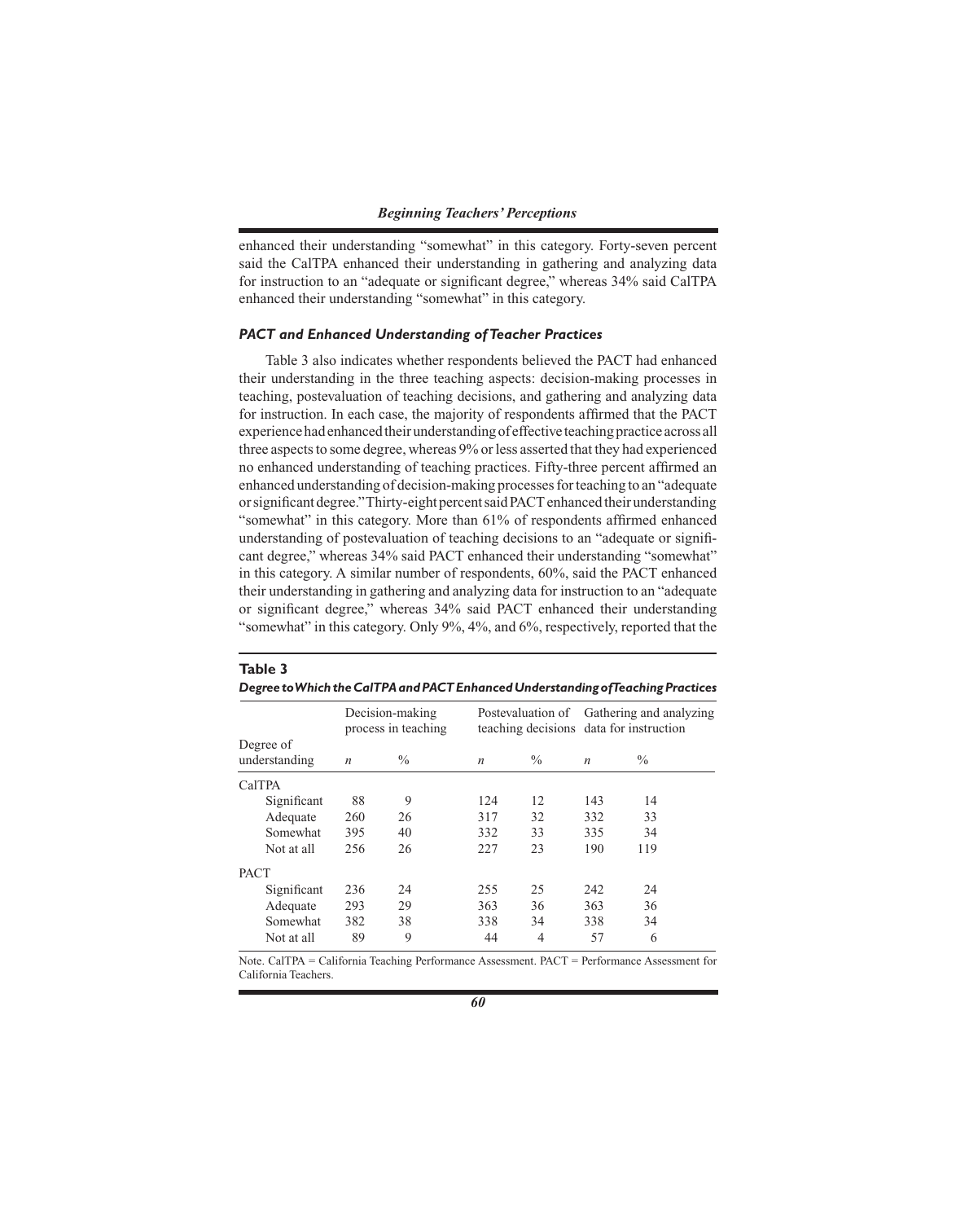enhanced their understanding "somewhat" in this category. Forty-seven percent said the CalTPA enhanced their understanding in gathering and analyzing data for instruction to an "adequate or significant degree," whereas 34% said CalTPA enhanced their understanding "somewhat" in this category.

### *PACT and Enhanced Understanding of Teacher Practices*

Table 3 also indicates whether respondents believed the PACT had enhanced their understanding in the three teaching aspects: decision-making processes in teaching, postevaluation of teaching decisions, and gathering and analyzing data for instruction. In each case, the majority of respondents affirmed that the PACT experience had enhanced their understanding of effective teaching practice across all three aspects to some degree, whereas 9% or less asserted that they had experienced no enhanced understanding of teaching practices. Fifty-three percent affirmed an enhanced understanding of decision-making processes for teaching to an "adequate or significant degree." Thirty-eight percent said PACT enhanced their understanding "somewhat" in this category. More than 61% of respondents affirmed enhanced understanding of postevaluation of teaching decisions to an "adequate or significant degree," whereas 34% said PACT enhanced their understanding "somewhat" in this category. A similar number of respondents, 60%, said the PACT enhanced their understanding in gathering and analyzing data for instruction to an "adequate or significant degree," whereas 34% said PACT enhanced their understanding "somewhat" in this category. Only 9%, 4%, and 6%, respectively, reported that the

**Table 3**
***Degree to Which the CalTPA and PACT Enhanced Understanding of Teaching Practices***

| Degree of understanding | Decision-making process in teaching | | Postevaluation of teaching decisions | | Gathering and analyzing data for instruction | |
|---|---|---|---|---|---|---|
| | *n* | % | *n* | % | *n* | % |
| CalTPA | | | | | | |
| Significant | 88 | 9 | 124 | 12 | 143 | 14 |
| Adequate | 260 | 26 | 317 | 32 | 332 | 33 |
| Somewhat | 395 | 40 | 332 | 33 | 335 | 34 |
| Not at all | 256 | 26 | 227 | 23 | 190 | 119 |
| PACT | | | | | | |
| Significant | 236 | 24 | 255 | 25 | 242 | 24 |
| Adequate | 293 | 29 | 363 | 36 | 363 | 36 |
| Somewhat | 382 | 38 | 338 | 34 | 338 | 34 |
| Not at all | 89 | 9 | 44 | 4 | 57 | 6 |

Note. CalTPA = California Teaching Performance Assessment. PACT = Performance Assessment for California Teachers.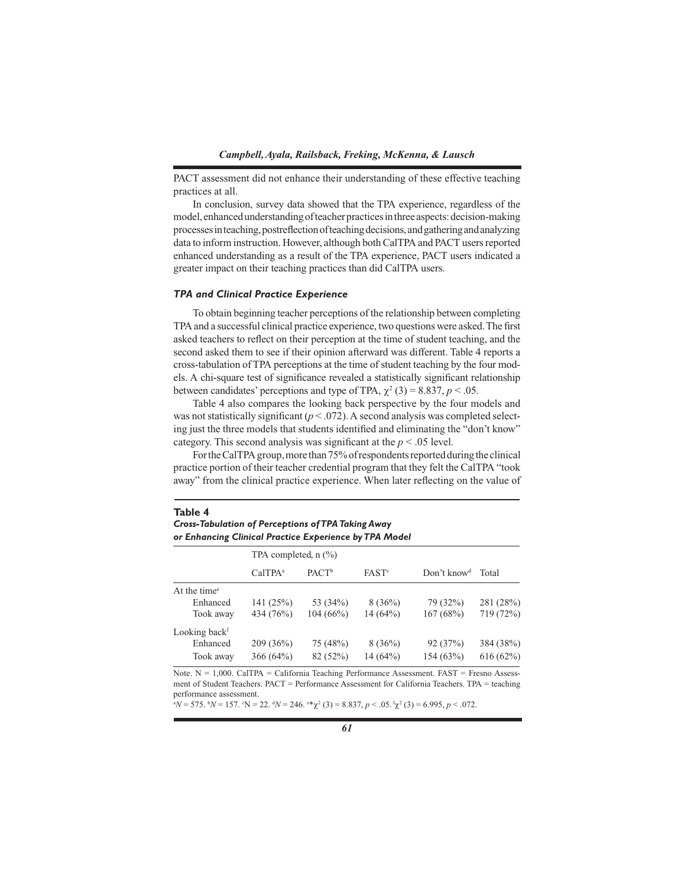PACT assessment did not enhance their understanding of these effective teaching practices at all.

In conclusion, survey data showed that the TPA experience, regardless of the model, enhanced understanding of teacher practices in three aspects: decision-making processes in teaching, postreflection of teaching decisions, and gathering and analyzing data to inform instruction. However, although both CalTPA and PACT users reported enhanced understanding as a result of the TPA experience, PACT users indicated a greater impact on their teaching practices than did CalTPA users.

### *TPA and Clinical Practice Experience*

To obtain beginning teacher perceptions of the relationship between completing TPA and a successful clinical practice experience, two questions were asked. The first asked teachers to reflect on their perception at the time of student teaching, and the second asked them to see if their opinion afterward was different. Table 4 reports a cross-tabulation of TPA perceptions at the time of student teaching by the four models. A chi-square test of significance revealed a statistically significant relationship between candidates' perceptions and type of TPA, $\chi^2$ (3) = 8.837, $p < .05$.

Table 4 also compares the looking back perspective by the four models and was not statistically significant ($p < .072$). A second analysis was completed selecting just the three models that students identified and eliminating the "don't know" category. This second analysis was significant at the $p < .05$ level.

For the CalTPA group, more than 75% of respondents reported during the clinical practice portion of their teacher credential program that they felt the CalTPA "took away" from the clinical practice experience. When later reflecting on the value of

**Table 4**
***Cross-Tabulation of Perceptions of TPA Taking Away or Enhancing Clinical Practice Experience by TPA Model***

| | TPA completed, n (%) | | | | |
|---|---|---|---|---|---|
| | CalTPA[a] | PACT[b] | FAST[c] | Don't know[d] | Total |
| At the time[e] | | | | | |
| Enhanced | 141 (25%) | 53 (34%) | 8 (36%) | 79 (32%) | 281 (28%) |
| Took away | 434 (76%) | 104 (66%) | 14 (64%) | 167 (68%) | 719 (72%) |
| Looking back[f] | | | | | |
| Enhanced | 209 (36%) | 75 (48%) | 8 (36%) | 92 (37%) | 384 (38%) |
| Took away | 366 (64%) | 82 (52%) | 14 (64%) | 154 (63%) | 616 (62%) |

Note. N = 1,000. CalTPA = California Teaching Performance Assessment. FAST = Fresno Assessment of Student Teachers. PACT = Performance Assessment for California Teachers. TPA = teaching performance assessment.

[a]$N$ = 575. [b]$N$ = 157. [c]N = 22. [d]$N$ = 246. [e]*$\chi^2$ (3) = 8.837, $p < .05$. [f]$\chi^2$ (3) = 6.995, $p < .072$.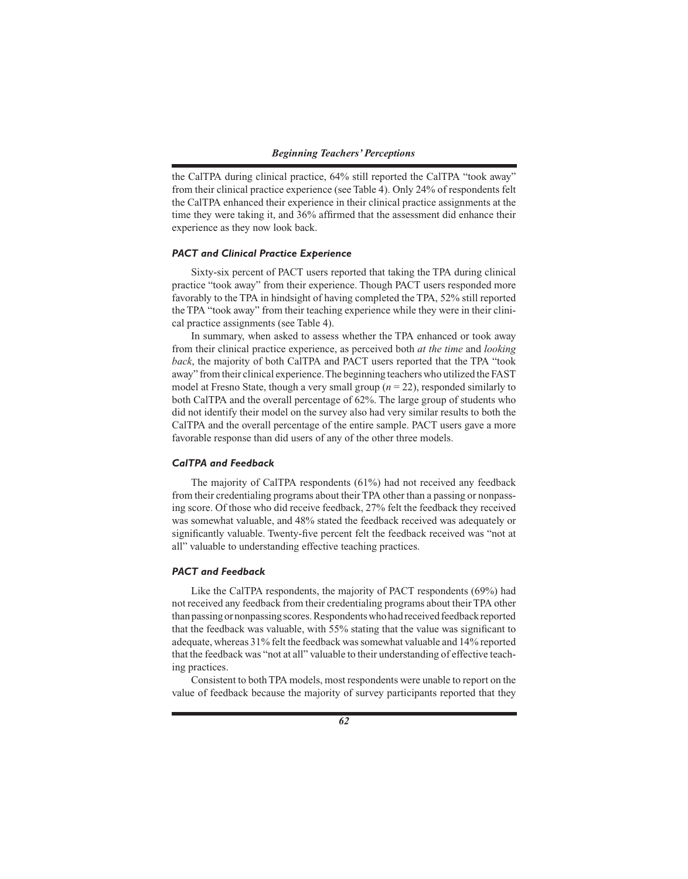the CalTPA during clinical practice, 64% still reported the CalTPA "took away" from their clinical practice experience (see Table 4). Only 24% of respondents felt the CalTPA enhanced their experience in their clinical practice assignments at the time they were taking it, and 36% affirmed that the assessment did enhance their experience as they now look back.

### *PACT and Clinical Practice Experience*

Sixty-six percent of PACT users reported that taking the TPA during clinical practice "took away" from their experience. Though PACT users responded more favorably to the TPA in hindsight of having completed the TPA, 52% still reported the TPA "took away" from their teaching experience while they were in their clinical practice assignments (see Table 4).

In summary, when asked to assess whether the TPA enhanced or took away from their clinical practice experience, as perceived both *at the time* and *looking back*, the majority of both CalTPA and PACT users reported that the TPA "took away" from their clinical experience. The beginning teachers who utilized the FAST model at Fresno State, though a very small group (*n* = 22), responded similarly to both CalTPA and the overall percentage of 62%. The large group of students who did not identify their model on the survey also had very similar results to both the CalTPA and the overall percentage of the entire sample. PACT users gave a more favorable response than did users of any of the other three models.

### *CalTPA and Feedback*

The majority of CalTPA respondents (61%) had not received any feedback from their credentialing programs about their TPA other than a passing or nonpassing score. Of those who did receive feedback, 27% felt the feedback they received was somewhat valuable, and 48% stated the feedback received was adequately or significantly valuable. Twenty-five percent felt the feedback received was "not at all" valuable to understanding effective teaching practices.

### *PACT and Feedback*

Like the CalTPA respondents, the majority of PACT respondents (69%) had not received any feedback from their credentialing programs about their TPA other than passing or nonpassing scores. Respondents who had received feedback reported that the feedback was valuable, with 55% stating that the value was significant to adequate, whereas 31% felt the feedback was somewhat valuable and 14% reported that the feedback was "not at all" valuable to their understanding of effective teaching practices.

Consistent to both TPA models, most respondents were unable to report on the value of feedback because the majority of survey participants reported that they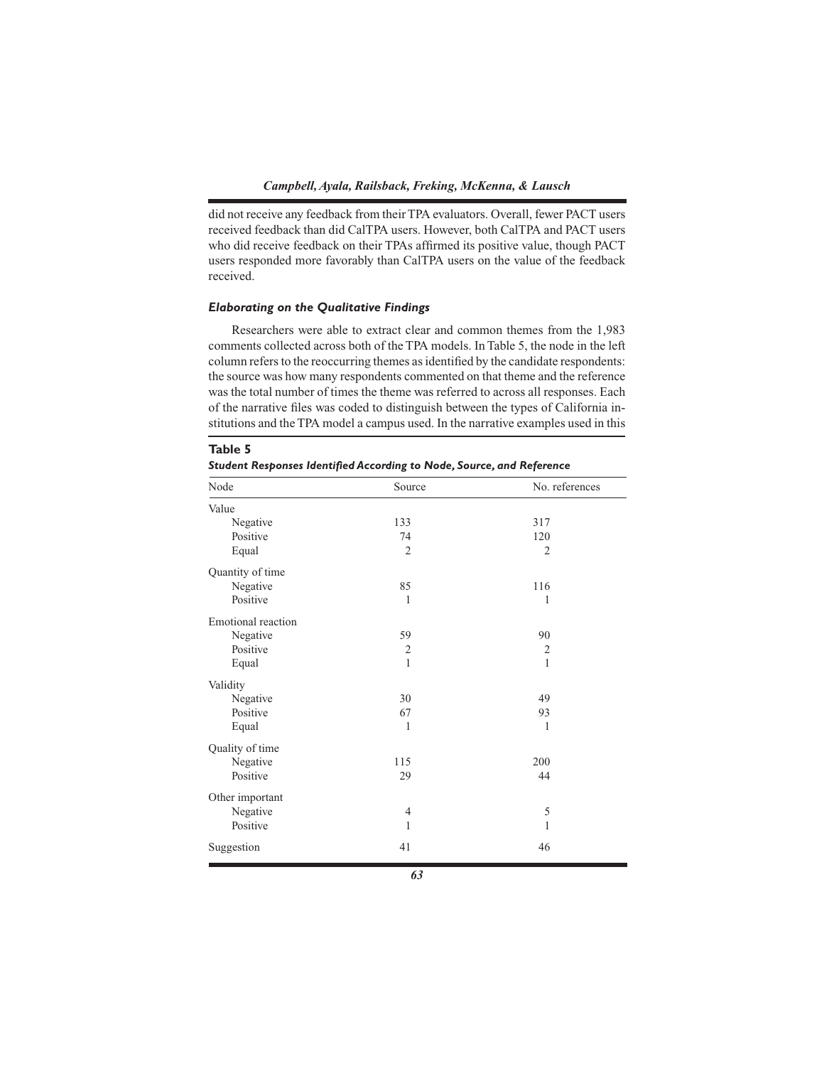did not receive any feedback from their TPA evaluators. Overall, fewer PACT users received feedback than did CalTPA users. However, both CalTPA and PACT users who did receive feedback on their TPAs affirmed its positive value, though PACT users responded more favorably than CalTPA users on the value of the feedback received.

### *Elaborating on the Qualitative Findings*

Researchers were able to extract clear and common themes from the 1,983 comments collected across both of the TPA models. In Table 5, the node in the left column refers to the reoccurring themes as identified by the candidate respondents: the source was how many respondents commented on that theme and the reference was the total number of times the theme was referred to across all responses. Each of the narrative files was coded to distinguish between the types of California institutions and the TPA model a campus used. In the narrative examples used in this

**Table 5**
***Student Responses Identified According to Node, Source, and Reference***

| Node | Source | No. references |
|---|---|---|
| Value | | |
| Negative | 133 | 317 |
| Positive | 74 | 120 |
| Equal | 2 | 2 |
| Quantity of time | | |
| Negative | 85 | 116 |
| Positive | 1 | 1 |
| Emotional reaction | | |
| Negative | 59 | 90 |
| Positive | 2 | 2 |
| Equal | 1 | 1 |
| Validity | | |
| Negative | 30 | 49 |
| Positive | 67 | 93 |
| Equal | 1 | 1 |
| Quality of time | | |
| Negative | 115 | 200 |
| Positive | 29 | 44 |
| Other important | | |
| Negative | 4 | 5 |
| Positive | 1 | 1 |
| Suggestion | 41 | 46 |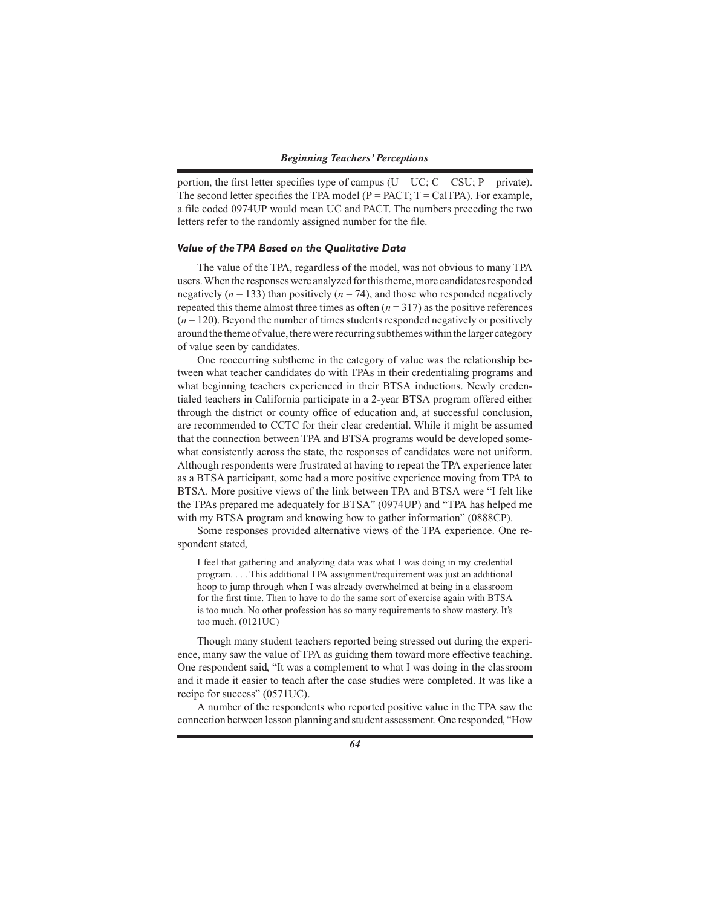portion, the first letter specifies type of campus (U = UC; C = CSU; P = private). The second letter specifies the TPA model (P = PACT; T = CalTPA). For example, a file coded 0974UP would mean UC and PACT. The numbers preceding the two letters refer to the randomly assigned number for the file.

#### *Value of the TPA Based on the Qualitative Data*

The value of the TPA, regardless of the model, was not obvious to many TPA users. When the responses were analyzed for this theme, more candidates responded negatively ($n = 133$) than positively ($n = 74$), and those who responded negatively repeated this theme almost three times as often ($n = 317$) as the positive references ($n = 120$). Beyond the number of times students responded negatively or positively around the theme of value, there were recurring subthemes within the larger category of value seen by candidates.

One reoccurring subtheme in the category of value was the relationship between what teacher candidates do with TPAs in their credentialing programs and what beginning teachers experienced in their BTSA inductions. Newly credentialed teachers in California participate in a 2-year BTSA program offered either through the district or county office of education and, at successful conclusion, are recommended to CCTC for their clear credential. While it might be assumed that the connection between TPA and BTSA programs would be developed somewhat consistently across the state, the responses of candidates were not uniform. Although respondents were frustrated at having to repeat the TPA experience later as a BTSA participant, some had a more positive experience moving from TPA to BTSA. More positive views of the link between TPA and BTSA were "I felt like the TPAs prepared me adequately for BTSA" (0974UP) and "TPA has helped me with my BTSA program and knowing how to gather information" (0888CP).

Some responses provided alternative views of the TPA experience. One respondent stated,

> I feel that gathering and analyzing data was what I was doing in my credential program. . . . This additional TPA assignment/requirement was just an additional hoop to jump through when I was already overwhelmed at being in a classroom for the first time. Then to have to do the same sort of exercise again with BTSA is too much. No other profession has so many requirements to show mastery. It's too much. (0121UC)

Though many student teachers reported being stressed out during the experience, many saw the value of TPA as guiding them toward more effective teaching. One respondent said, "It was a complement to what I was doing in the classroom and it made it easier to teach after the case studies were completed. It was like a recipe for success" (0571UC).

A number of the respondents who reported positive value in the TPA saw the connection between lesson planning and student assessment. One responded, "How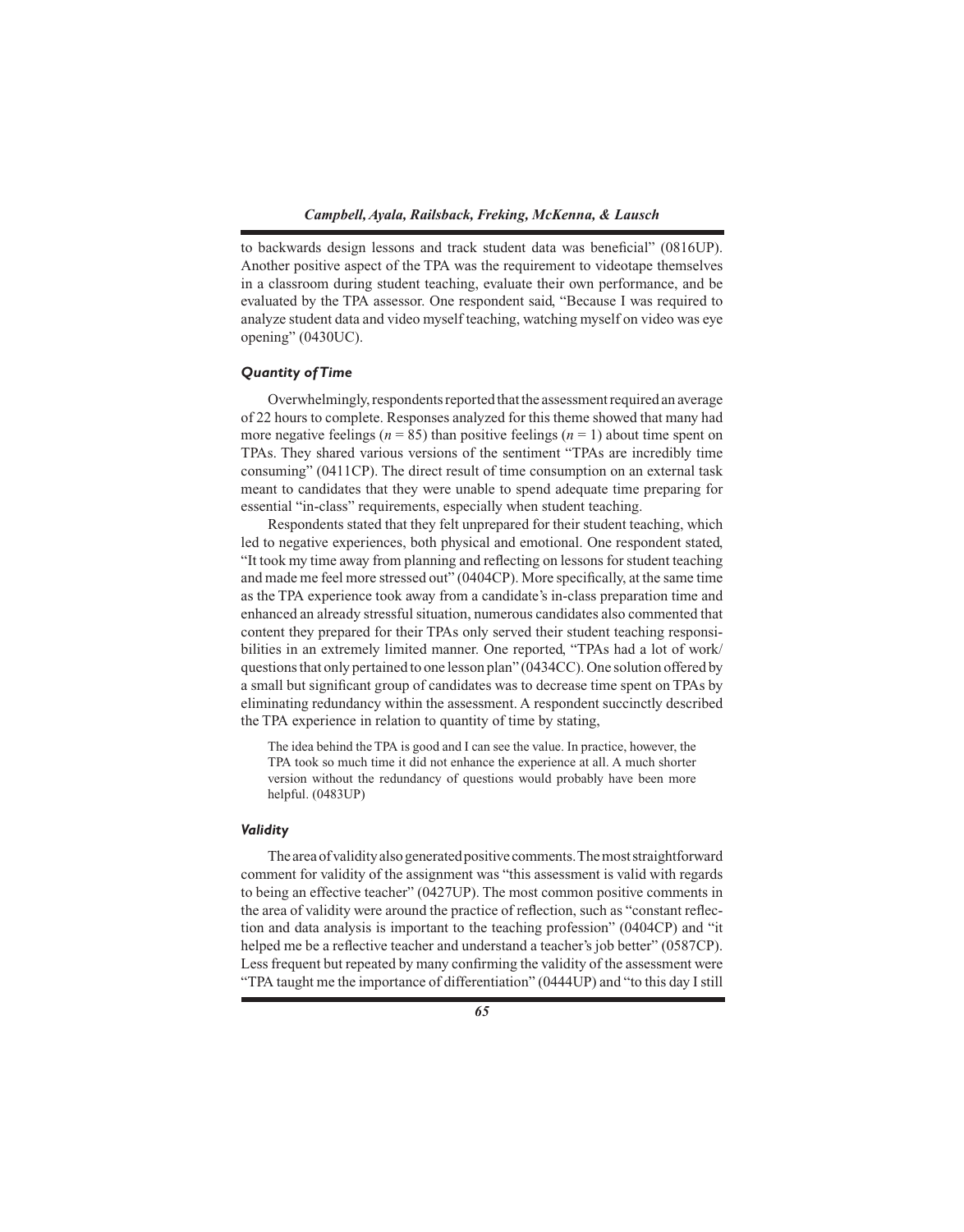to backwards design lessons and track student data was beneficial" (0816UP). Another positive aspect of the TPA was the requirement to videotape themselves in a classroom during student teaching, evaluate their own performance, and be evaluated by the TPA assessor. One respondent said, "Because I was required to analyze student data and video myself teaching, watching myself on video was eye opening" (0430UC).

### *Quantity of Time*

Overwhelmingly, respondents reported that the assessment required an average of 22 hours to complete. Responses analyzed for this theme showed that many had more negative feelings ($n = 85$) than positive feelings ($n = 1$) about time spent on TPAs. They shared various versions of the sentiment "TPAs are incredibly time consuming" (0411CP). The direct result of time consumption on an external task meant to candidates that they were unable to spend adequate time preparing for essential "in-class" requirements, especially when student teaching.

Respondents stated that they felt unprepared for their student teaching, which led to negative experiences, both physical and emotional. One respondent stated, "It took my time away from planning and reflecting on lessons for student teaching and made me feel more stressed out" (0404CP). More specifically, at the same time as the TPA experience took away from a candidate's in-class preparation time and enhanced an already stressful situation, numerous candidates also commented that content they prepared for their TPAs only served their student teaching responsibilities in an extremely limited manner. One reported, "TPAs had a lot of work/questions that only pertained to one lesson plan" (0434CC). One solution offered by a small but significant group of candidates was to decrease time spent on TPAs by eliminating redundancy within the assessment. A respondent succinctly described the TPA experience in relation to quantity of time by stating,

> The idea behind the TPA is good and I can see the value. In practice, however, the TPA took so much time it did not enhance the experience at all. A much shorter version without the redundancy of questions would probably have been more helpful. (0483UP)

### *Validity*

The area of validity also generated positive comments. The most straightforward comment for validity of the assignment was "this assessment is valid with regards to being an effective teacher" (0427UP). The most common positive comments in the area of validity were around the practice of reflection, such as "constant reflection and data analysis is important to the teaching profession" (0404CP) and "it helped me be a reflective teacher and understand a teacher's job better" (0587CP). Less frequent but repeated by many confirming the validity of the assessment were "TPA taught me the importance of differentiation" (0444UP) and "to this day I still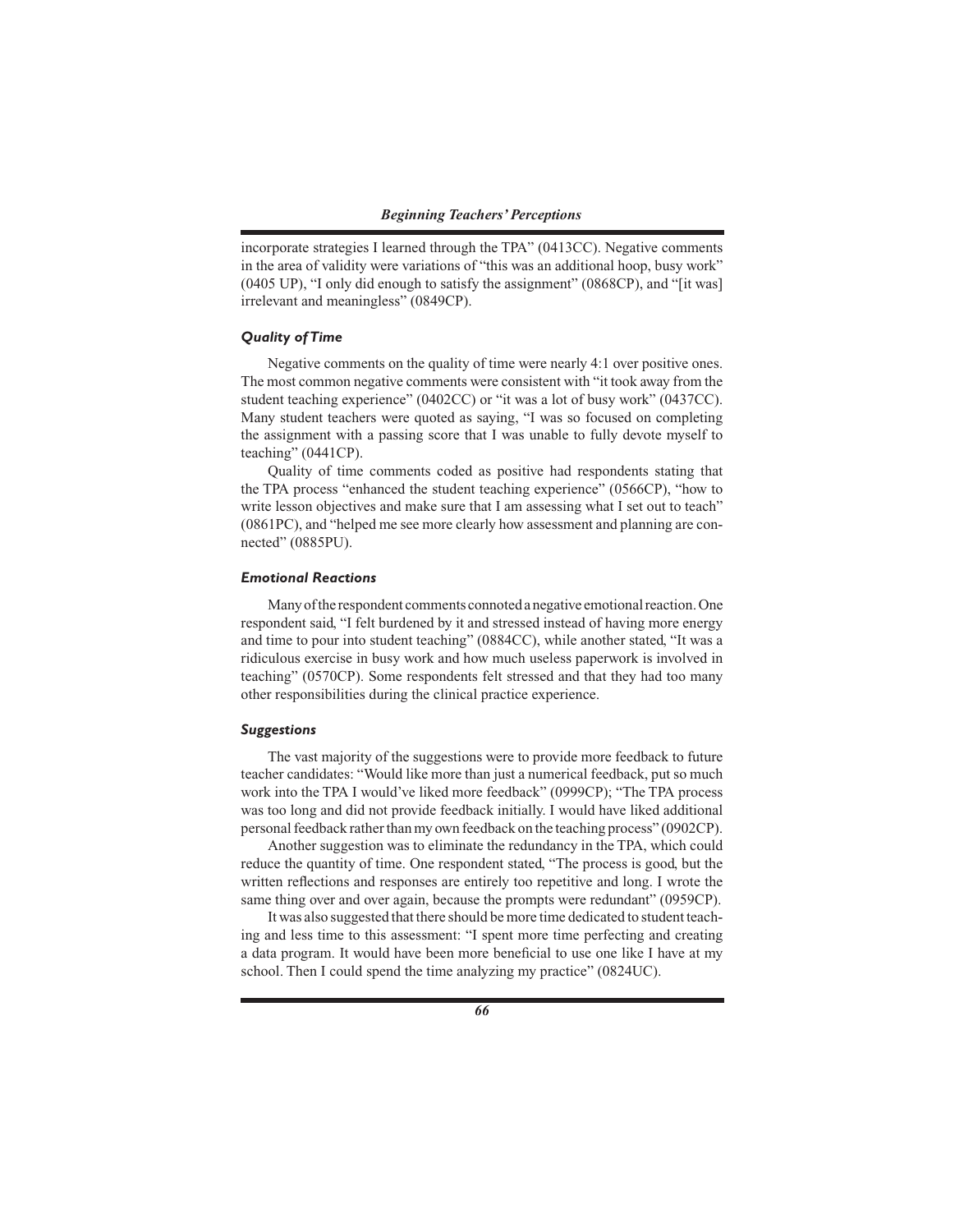incorporate strategies I learned through the TPA" (0413CC). Negative comments in the area of validity were variations of "this was an additional hoop, busy work" (0405 UP), "I only did enough to satisfy the assignment" (0868CP), and "[it was] irrelevant and meaningless" (0849CP).

### *Quality of Time*

Negative comments on the quality of time were nearly 4:1 over positive ones. The most common negative comments were consistent with "it took away from the student teaching experience" (0402CC) or "it was a lot of busy work" (0437CC). Many student teachers were quoted as saying, "I was so focused on completing the assignment with a passing score that I was unable to fully devote myself to teaching" (0441CP).

Quality of time comments coded as positive had respondents stating that the TPA process "enhanced the student teaching experience" (0566CP), "how to write lesson objectives and make sure that I am assessing what I set out to teach" (0861PC), and "helped me see more clearly how assessment and planning are connected" (0885PU).

### *Emotional Reactions*

Many of the respondent comments connoted a negative emotional reaction. One respondent said, "I felt burdened by it and stressed instead of having more energy and time to pour into student teaching" (0884CC), while another stated, "It was a ridiculous exercise in busy work and how much useless paperwork is involved in teaching" (0570CP). Some respondents felt stressed and that they had too many other responsibilities during the clinical practice experience.

### *Suggestions*

The vast majority of the suggestions were to provide more feedback to future teacher candidates: "Would like more than just a numerical feedback, put so much work into the TPA I would've liked more feedback" (0999CP); "The TPA process was too long and did not provide feedback initially. I would have liked additional personal feedback rather than my own feedback on the teaching process" (0902CP).

Another suggestion was to eliminate the redundancy in the TPA, which could reduce the quantity of time. One respondent stated, "The process is good, but the written reflections and responses are entirely too repetitive and long. I wrote the same thing over and over again, because the prompts were redundant" (0959CP).

It was also suggested that there should be more time dedicated to student teaching and less time to this assessment: "I spent more time perfecting and creating a data program. It would have been more beneficial to use one like I have at my school. Then I could spend the time analyzing my practice" (0824UC).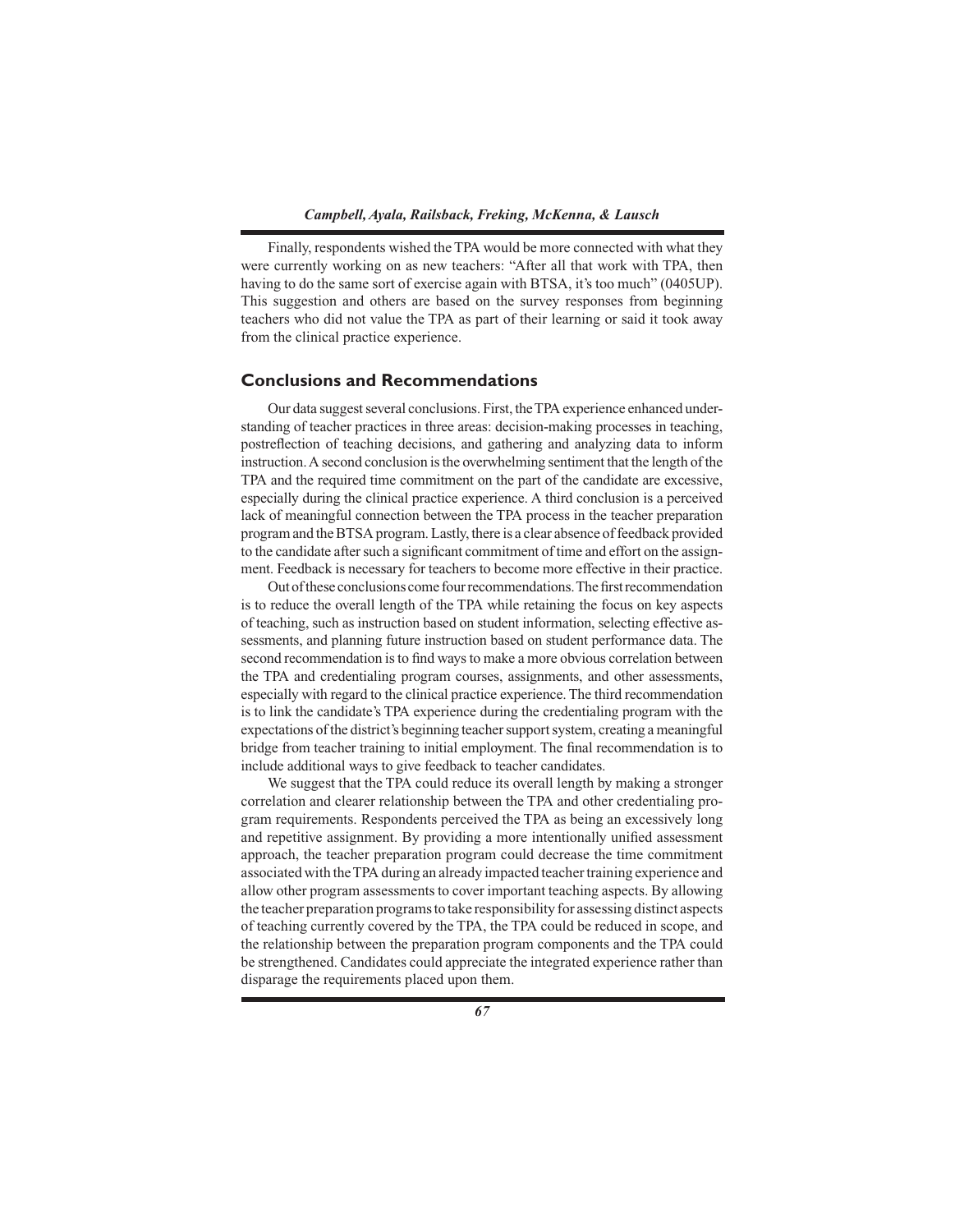Finally, respondents wished the TPA would be more connected with what they were currently working on as new teachers: "After all that work with TPA, then having to do the same sort of exercise again with BTSA, it's too much" (0405UP). This suggestion and others are based on the survey responses from beginning teachers who did not value the TPA as part of their learning or said it took away from the clinical practice experience.

## Conclusions and Recommendations

Our data suggest several conclusions. First, the TPA experience enhanced understanding of teacher practices in three areas: decision-making processes in teaching, postreflection of teaching decisions, and gathering and analyzing data to inform instruction. A second conclusion is the overwhelming sentiment that the length of the TPA and the required time commitment on the part of the candidate are excessive, especially during the clinical practice experience. A third conclusion is a perceived lack of meaningful connection between the TPA process in the teacher preparation program and the BTSA program. Lastly, there is a clear absence of feedback provided to the candidate after such a significant commitment of time and effort on the assignment. Feedback is necessary for teachers to become more effective in their practice.

Out of these conclusions come four recommendations. The first recommendation is to reduce the overall length of the TPA while retaining the focus on key aspects of teaching, such as instruction based on student information, selecting effective assessments, and planning future instruction based on student performance data. The second recommendation is to find ways to make a more obvious correlation between the TPA and credentialing program courses, assignments, and other assessments, especially with regard to the clinical practice experience. The third recommendation is to link the candidate's TPA experience during the credentialing program with the expectations of the district's beginning teacher support system, creating a meaningful bridge from teacher training to initial employment. The final recommendation is to include additional ways to give feedback to teacher candidates.

We suggest that the TPA could reduce its overall length by making a stronger correlation and clearer relationship between the TPA and other credentialing program requirements. Respondents perceived the TPA as being an excessively long and repetitive assignment. By providing a more intentionally unified assessment approach, the teacher preparation program could decrease the time commitment associated with the TPA during an already impacted teacher training experience and allow other program assessments to cover important teaching aspects. By allowing the teacher preparation programs to take responsibility for assessing distinct aspects of teaching currently covered by the TPA, the TPA could be reduced in scope, and the relationship between the preparation program components and the TPA could be strengthened. Candidates could appreciate the integrated experience rather than disparage the requirements placed upon them.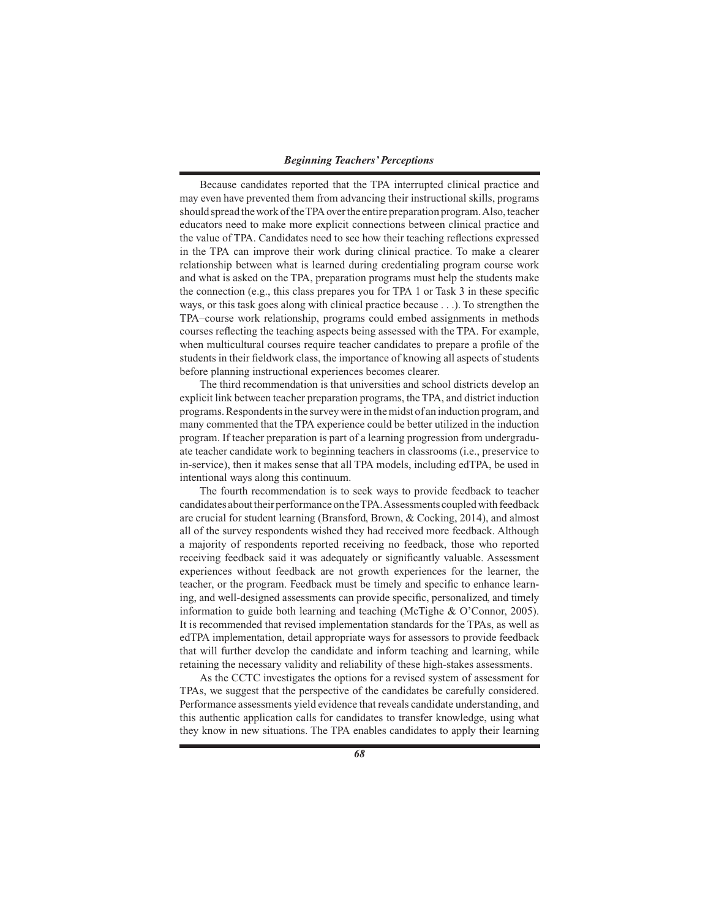Because candidates reported that the TPA interrupted clinical practice and may even have prevented them from advancing their instructional skills, programs should spread the work of the TPA over the entire preparation program. Also, teacher educators need to make more explicit connections between clinical practice and the value of TPA. Candidates need to see how their teaching reflections expressed in the TPA can improve their work during clinical practice. To make a clearer relationship between what is learned during credentialing program course work and what is asked on the TPA, preparation programs must help the students make the connection (e.g., this class prepares you for TPA 1 or Task 3 in these specific ways, or this task goes along with clinical practice because . . .). To strengthen the TPA–course work relationship, programs could embed assignments in methods courses reflecting the teaching aspects being assessed with the TPA. For example, when multicultural courses require teacher candidates to prepare a profile of the students in their fieldwork class, the importance of knowing all aspects of students before planning instructional experiences becomes clearer.

The third recommendation is that universities and school districts develop an explicit link between teacher preparation programs, the TPA, and district induction programs. Respondents in the survey were in the midst of an induction program, and many commented that the TPA experience could be better utilized in the induction program. If teacher preparation is part of a learning progression from undergraduate teacher candidate work to beginning teachers in classrooms (i.e., preservice to in-service), then it makes sense that all TPA models, including edTPA, be used in intentional ways along this continuum.

The fourth recommendation is to seek ways to provide feedback to teacher candidates about their performance on the TPA. Assessments coupled with feedback are crucial for student learning (Bransford, Brown, & Cocking, 2014), and almost all of the survey respondents wished they had received more feedback. Although a majority of respondents reported receiving no feedback, those who reported receiving feedback said it was adequately or significantly valuable. Assessment experiences without feedback are not growth experiences for the learner, the teacher, or the program. Feedback must be timely and specific to enhance learning, and well-designed assessments can provide specific, personalized, and timely information to guide both learning and teaching (McTighe & O'Connor, 2005). It is recommended that revised implementation standards for the TPAs, as well as edTPA implementation, detail appropriate ways for assessors to provide feedback that will further develop the candidate and inform teaching and learning, while retaining the necessary validity and reliability of these high-stakes assessments.

As the CCTC investigates the options for a revised system of assessment for TPAs, we suggest that the perspective of the candidates be carefully considered. Performance assessments yield evidence that reveals candidate understanding, and this authentic application calls for candidates to transfer knowledge, using what they know in new situations. The TPA enables candidates to apply their learning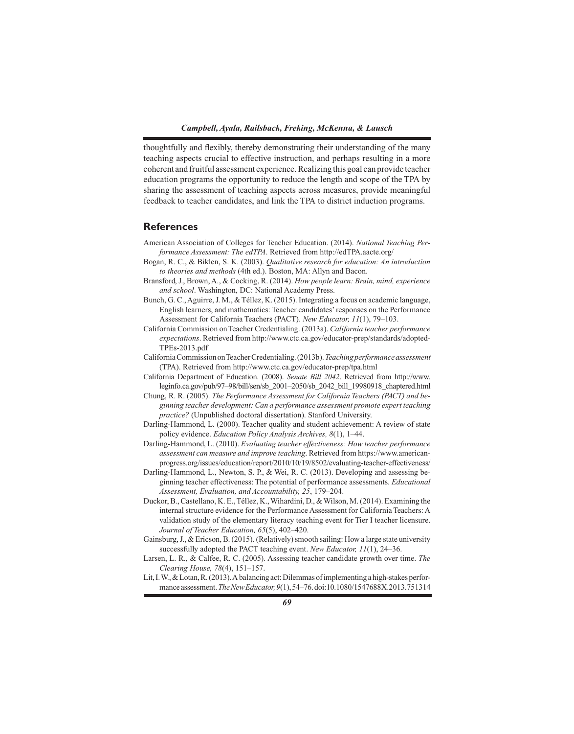thoughtfully and flexibly, thereby demonstrating their understanding of the many teaching aspects crucial to effective instruction, and perhaps resulting in a more coherent and fruitful assessment experience. Realizing this goal can provide teacher education programs the opportunity to reduce the length and scope of the TPA by sharing the assessment of teaching aspects across measures, provide meaningful feedback to teacher candidates, and link the TPA to district induction programs.

## References

American Association of Colleges for Teacher Education. (2014). *National Teaching Performance Assessment: The edTPA*. Retrieved from http://edTPA.aacte.org/

Bogan, R. C., & Biklen, S. K. (2003). *Qualitative research for education: An introduction to theories and methods* (4th ed.). Boston, MA: Allyn and Bacon.

Bransford, J., Brown, A., & Cocking, R. (2014). *How people learn: Brain, mind, experience and school*. Washington, DC: National Academy Press.

Bunch, G. C., Aguirre, J. M., & Téllez, K. (2015). Integrating a focus on academic language, English learners, and mathematics: Teacher candidates' responses on the Performance Assessment for California Teachers (PACT). *New Educator, 11*(1), 79–103.

California Commission on Teacher Credentialing. (2013a). *California teacher performance expectations*. Retrieved from http://www.ctc.ca.gov/educator-prep/standards/adopted-TPEs-2013.pdf

California Commission on Teacher Credentialing. (2013b). *Teaching performance assessment* (TPA). Retrieved from http://www.ctc.ca.gov/educator-prep/tpa.html

California Department of Education. (2008). *Senate Bill 2042*. Retrieved from http://www.leginfo.ca.gov/pub/97–98/bill/sen/sb_2001–2050/sb_2042_bill_19980918_chaptered.html

Chung, R. R. (2005). *The Performance Assessment for California Teachers (PACT) and beginning teacher development: Can a performance assessment promote expert teaching practice?* (Unpublished doctoral dissertation). Stanford University.

Darling-Hammond, L. (2000). Teacher quality and student achievement: A review of state policy evidence. *Education Policy Analysis Archives, 8*(1), 1–44.

Darling-Hammond, L. (2010). *Evaluating teacher effectiveness: How teacher performance assessment can measure and improve teaching*. Retrieved from https://www.americanprogress.org/issues/education/report/2010/10/19/8502/evaluating-teacher-effectiveness/

Darling-Hammond, L., Newton, S. P., & Wei, R. C. (2013). Developing and assessing beginning teacher effectiveness: The potential of performance assessments. *Educational Assessment, Evaluation, and Accountability, 25*, 179–204.

Duckor, B., Castellano, K. E., Téllez, K., Wihardini, D., & Wilson, M. (2014). Examining the internal structure evidence for the Performance Assessment for California Teachers: A validation study of the elementary literacy teaching event for Tier I teacher licensure. *Journal of Teacher Education, 65*(5), 402–420.

Gainsburg, J., & Ericson, B. (2015). (Relatively) smooth sailing: How a large state university successfully adopted the PACT teaching event. *New Educator, 11*(1), 24–36.

Larsen, L. R., & Calfee, R. C. (2005). Assessing teacher candidate growth over time. *The Clearing House, 78*(4), 151–157.

Lit, I. W., & Lotan, R. (2013). A balancing act: Dilemmas of implementing a high-stakes performance assessment. *The New Educator, 9*(1), 54–76. doi:10.1080/1547688X.2013.751314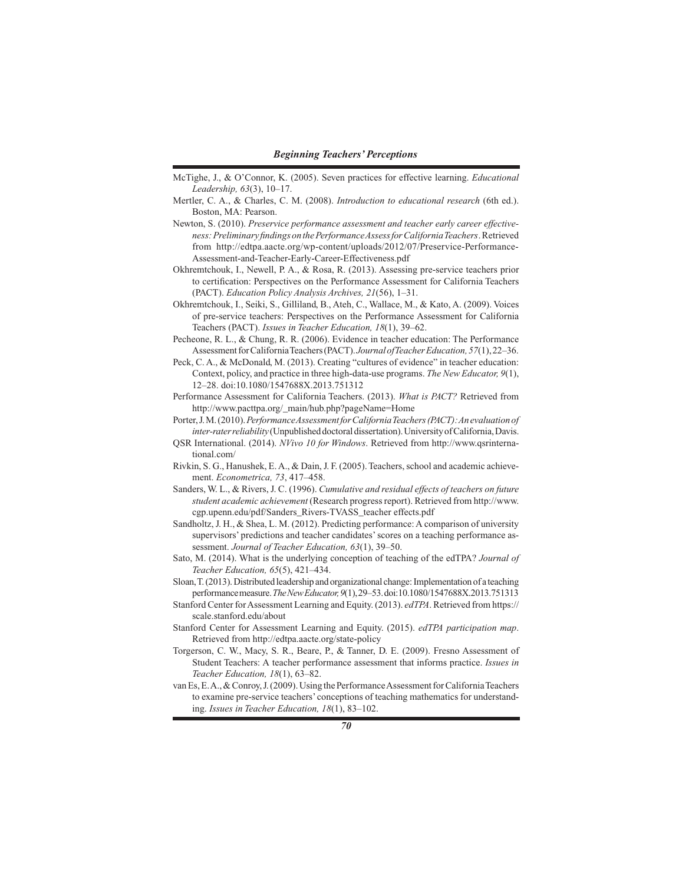McTighe, J., & O'Connor, K. (2005). Seven practices for effective learning. *Educational Leadership, 63*(3), 10–17.

Mertler, C. A., & Charles, C. M. (2008). *Introduction to educational research* (6th ed.). Boston, MA: Pearson.

Newton, S. (2010). *Preservice performance assessment and teacher early career effectiveness: Preliminary findings on the Performance Assess for California Teachers*. Retrieved from http://edtpa.aacte.org/wp-content/uploads/2012/07/Preservice-Performance-Assessment-and-Teacher-Early-Career-Effectiveness.pdf

Okhremtchouk, I., Newell, P. A., & Rosa, R. (2013). Assessing pre-service teachers prior to certification: Perspectives on the Performance Assessment for California Teachers (PACT). *Education Policy Analysis Archives, 21*(56), 1–31.

Okhremtchouk, I., Seiki, S., Gilliland, B., Ateh, C., Wallace, M., & Kato, A. (2009). Voices of pre-service teachers: Perspectives on the Performance Assessment for California Teachers (PACT). *Issues in Teacher Education, 18*(1), 39–62.

Pecheone, R. L., & Chung, R. R. (2006). Evidence in teacher education: The Performance Assessment for California Teachers (PACT). *Journal of Teacher Education, 57*(1), 22–36.

Peck, C. A., & McDonald, M. (2013). Creating "cultures of evidence" in teacher education: Context, policy, and practice in three high-data-use programs. *The New Educator, 9*(1), 12–28. doi:10.1080/1547688X.2013.751312

Performance Assessment for California Teachers. (2013). *What is PACT?* Retrieved from http://www.pacttpa.org/_main/hub.php?pageName=Home

Porter, J. M. (2010). *Performance Assessment for California Teachers (PACT): An evaluation of inter-rater reliability* (Unpublished doctoral dissertation). University of California, Davis.

QSR International. (2014). *NVivo 10 for Windows*. Retrieved from http://www.qsrinternational.com/

Rivkin, S. G., Hanushek, E. A., & Dain, J. F. (2005). Teachers, school and academic achievement. *Econometrica, 73*, 417–458.

Sanders, W. L., & Rivers, J. C. (1996). *Cumulative and residual effects of teachers on future student academic achievement* (Research progress report). Retrieved from http://www.cgp.upenn.edu/pdf/Sanders_Rivers-TVASS_teacher effects.pdf

Sandholtz, J. H., & Shea, L. M. (2012). Predicting performance: A comparison of university supervisors' predictions and teacher candidates' scores on a teaching performance assessment. *Journal of Teacher Education, 63*(1), 39–50.

Sato, M. (2014). What is the underlying conception of teaching of the edTPA? *Journal of Teacher Education, 65*(5), 421–434.

Sloan, T. (2013). Distributed leadership and organizational change: Implementation of a teaching performance measure. *The New Educator, 9*(1), 29–53. doi:10.1080/1547688X.2013.751313

Stanford Center for Assessment Learning and Equity. (2013). *edTPA*. Retrieved from https://scale.stanford.edu/about

Stanford Center for Assessment Learning and Equity. (2015). *edTPA participation map*. Retrieved from http://edtpa.aacte.org/state-policy

Torgerson, C. W., Macy, S. R., Beare, P., & Tanner, D. E. (2009). Fresno Assessment of Student Teachers: A teacher performance assessment that informs practice. *Issues in Teacher Education, 18*(1), 63–82.

van Es, E. A., & Conroy, J. (2009). Using the Performance Assessment for California Teachers to examine pre-service teachers' conceptions of teaching mathematics for understanding. *Issues in Teacher Education, 18*(1), 83–102.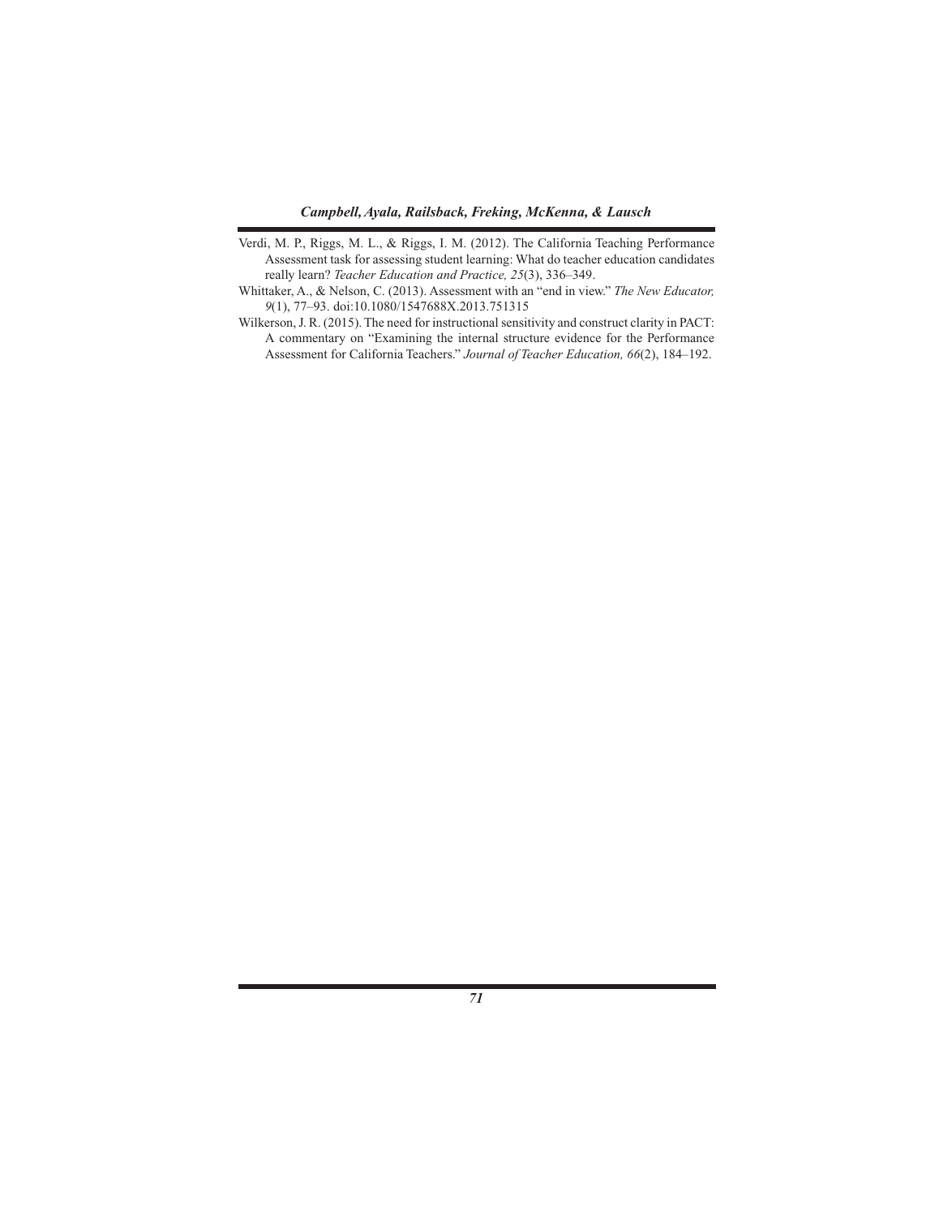Verdi, M. P., Riggs, M. L., & Riggs, I. M. (2012). The California Teaching Performance Assessment task for assessing student learning: What do teacher education candidates really learn? *Teacher Education and Practice, 25*(3), 336–349.

Whittaker, A., & Nelson, C. (2013). Assessment with an "end in view." *The New Educator, 9*(1), 77–93. doi:10.1080/1547688X.2013.751315

Wilkerson, J. R. (2015). The need for instructional sensitivity and construct clarity in PACT: A commentary on "Examining the internal structure evidence for the Performance Assessment for California Teachers." *Journal of Teacher Education, 66*(2), 184–192.